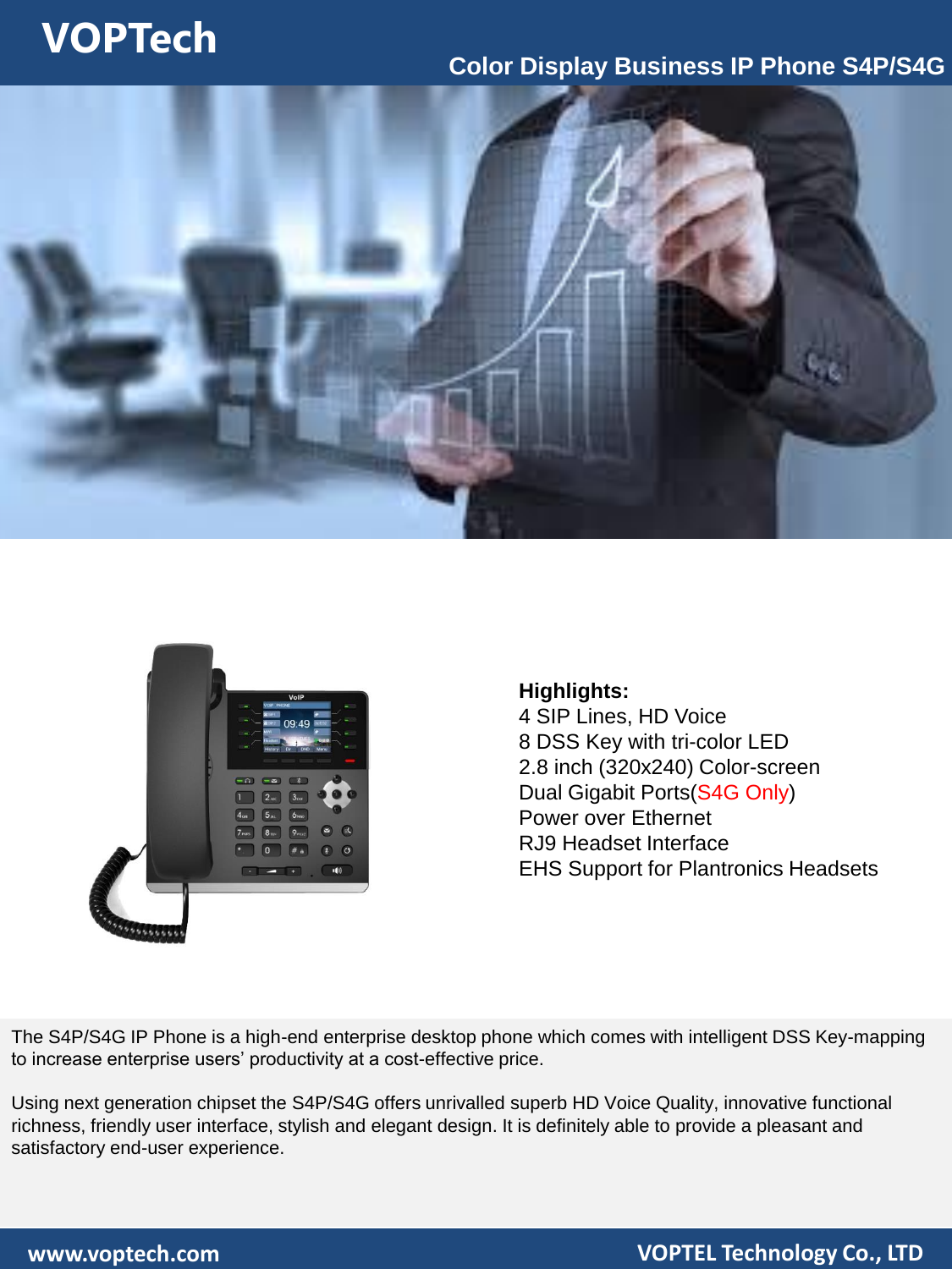# VOPTech

## Color Display Business IP Phone S4P/S4G

**Highlights:**

4 SIP Lines, HD Voice
8 DSS Key with tri-color LED
2.8 inch (320x240) Color-screen
Dual Gigabit Ports(S4G Only)
Power over Ethernet
RJ9 Headset Interface
EHS Support for Plantronics Headsets

The S4P/S4G IP Phone is a high-end enterprise desktop phone which comes with intelligent DSS Key-mapping to increase enterprise users' productivity at a cost-effective price.

Using next generation chipset the S4P/S4G offers unrivalled superb HD Voice Quality, innovative functional richness, friendly user interface, stylish and elegant design. It is definitely able to provide a pleasant and satisfactory end-user experience.

www.voptech.com VOPTEL Technology Co., LTD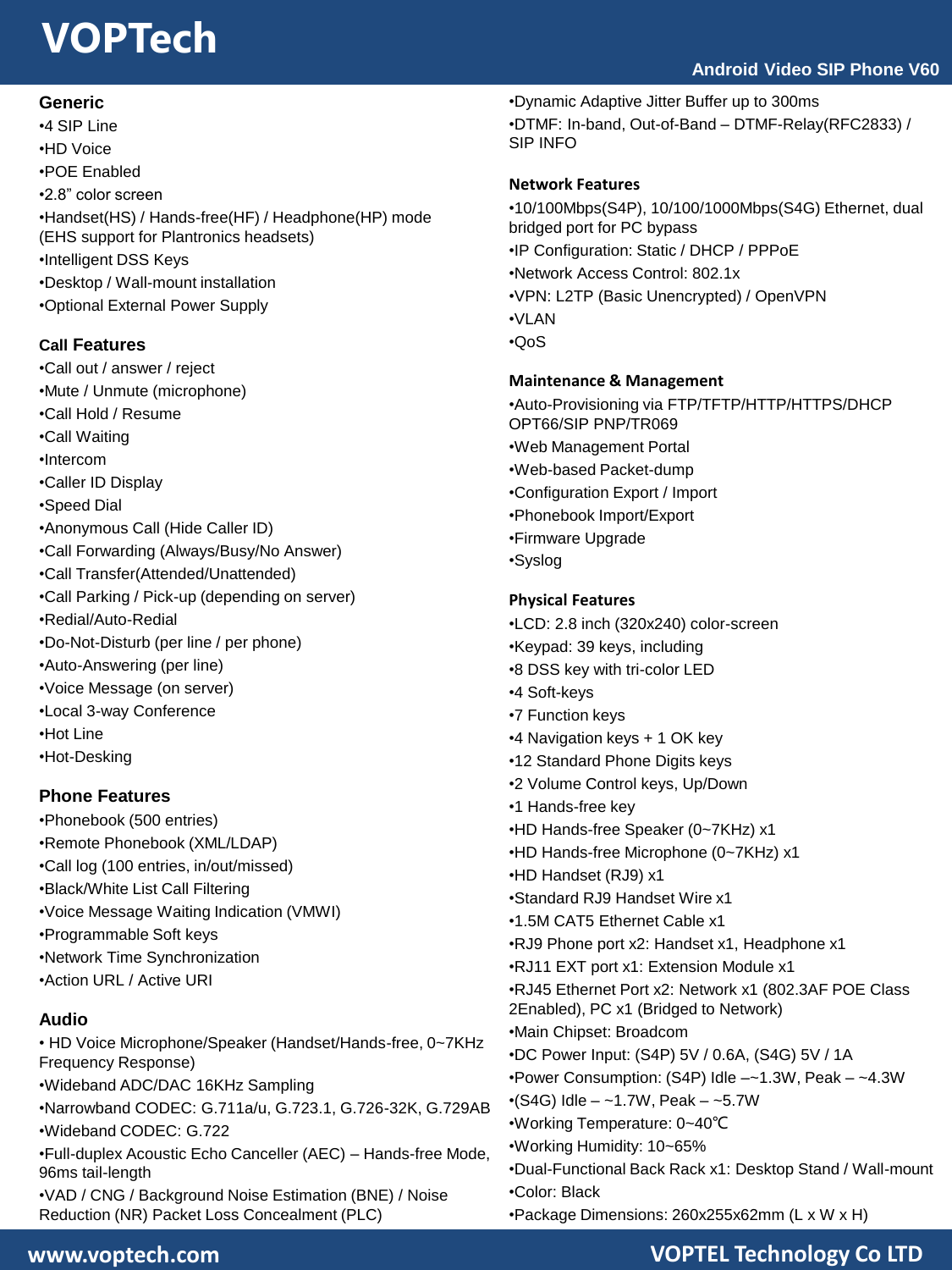## Generic

- •4 SIP Line
- •HD Voice
- •POE Enabled
- •2.8" color screen
- •Handset(HS) / Hands-free(HF) / Headphone(HP) mode (EHS support for Plantronics headsets)
- •Intelligent DSS Keys
- •Desktop / Wall-mount installation
- •Optional External Power Supply

## Call Features

- •Call out / answer / reject
- •Mute / Unmute (microphone)
- •Call Hold / Resume
- •Call Waiting
- •Intercom
- •Caller ID Display
- •Speed Dial
- •Anonymous Call (Hide Caller ID)
- •Call Forwarding (Always/Busy/No Answer)
- •Call Transfer(Attended/Unattended)
- •Call Parking / Pick-up (depending on server)
- •Redial/Auto-Redial
- •Do-Not-Disturb (per line / per phone)
- •Auto-Answering (per line)
- •Voice Message (on server)
- •Local 3-way Conference
- •Hot Line
- •Hot-Desking

## Phone Features

- •Phonebook (500 entries)
- •Remote Phonebook (XML/LDAP)
- •Call log (100 entries, in/out/missed)
- •Black/White List Call Filtering
- •Voice Message Waiting Indication (VMWI)
- •Programmable Soft keys
- •Network Time Synchronization
- •Action URL / Active URI

## Audio

- • HD Voice Microphone/Speaker (Handset/Hands-free, 0~7KHz Frequency Response)
- •Wideband ADC/DAC 16KHz Sampling
- •Narrowband CODEC: G.711a/u, G.723.1, G.726-32K, G.729AB
- •Wideband CODEC: G.722
- •Full-duplex Acoustic Echo Canceller (AEC) – Hands-free Mode, 96ms tail-length
- •VAD / CNG / Background Noise Estimation (BNE) / Noise Reduction (NR) Packet Loss Concealment (PLC)
- •Dynamic Adaptive Jitter Buffer up to 300ms
- •DTMF: In-band, Out-of-Band – DTMF-Relay(RFC2833) / SIP INFO

## Network Features

- •10/100Mbps(S4P), 10/100/1000Mbps(S4G) Ethernet, dual bridged port for PC bypass
- •IP Configuration: Static / DHCP / PPPoE
- •Network Access Control: 802.1x
- •VPN: L2TP (Basic Unencrypted) / OpenVPN
- •VLAN
- •QoS

## Maintenance & Management

- •Auto-Provisioning via FTP/TFTP/HTTP/HTTPS/DHCP OPT66/SIP PNP/TR069
- •Web Management Portal
- •Web-based Packet-dump
- •Configuration Export / Import
- •Phonebook Import/Export
- •Firmware Upgrade
- •Syslog

## Physical Features

- •LCD: 2.8 inch (320x240) color-screen
- •Keypad: 39 keys, including
- •8 DSS key with tri-color LED
- •4 Soft-keys
- •7 Function keys
- •4 Navigation keys + 1 OK key
- •12 Standard Phone Digits keys
- •2 Volume Control keys, Up/Down
- •1 Hands-free key
- •HD Hands-free Speaker (0~7KHz) x1
- •HD Hands-free Microphone (0~7KHz) x1
- •HD Handset (RJ9) x1
- •Standard RJ9 Handset Wire x1
- •1.5M CAT5 Ethernet Cable x1
- •RJ9 Phone port x2: Handset x1, Headphone x1
- •RJ11 EXT port x1: Extension Module x1
- •RJ45 Ethernet Port x2: Network x1 (802.3AF POE Class 2Enabled), PC x1 (Bridged to Network)
- •Main Chipset: Broadcom
- •DC Power Input: (S4P) 5V / 0.6A, (S4G) 5V / 1A
- •Power Consumption: (S4P) Idle –~1.3W, Peak – ~4.3W
- •(S4G) Idle – ~1.7W, Peak – ~5.7W
- •Working Temperature: 0~40℃
- •Working Humidity: 10~65%
- •Dual-Functional Back Rack x1: Desktop Stand / Wall-mount
- •Color: Black
- •Package Dimensions: 260x255x62mm (L x W x H)